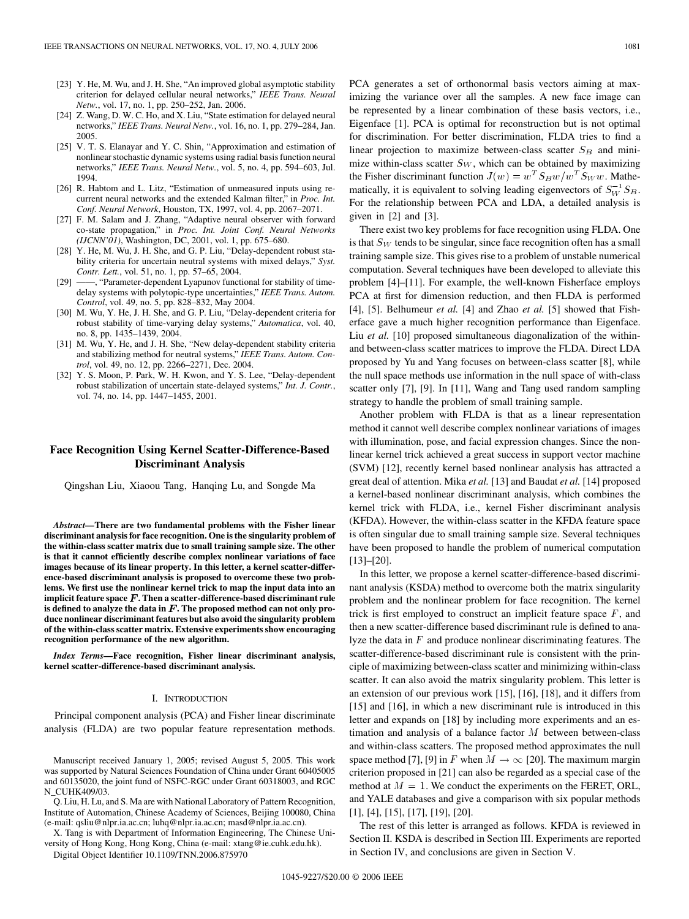[23] Y. He, M. Wu, and J. H. She, "An improved global asymptotic stability criterion for delayed cellular neural networks," *IEEE Trans. Neural Netw.*, vol. 17, no. 1, pp. 250–252, Jan. 2006.

[24] Z. Wang, D. W. C. Ho, and X. Liu, "State estimation for delayed neural networks," *IEEE Trans. Neural Netw.*, vol. 16, no. 1, pp. 279–284, Jan. 2005.

[25] V. T. S. Elanayar and Y. C. Shin, "Approximation and estimation of nonlinear stochastic dynamic systems using radial basis function neural networks," *IEEE Trans. Neural Netw.*, vol. 5, no. 4, pp. 594–603, Jul. 1994.

[26] R. Habtom and L. Litz, "Estimation of unmeasured inputs using recurrent neural networks and the extended Kalman filter," in *Proc. Int. Conf. Neural Network*, Houston, TX, 1997, vol. 4, pp. 2067–2071.

[27] F. M. Salam and J. Zhang, "Adaptive neural observer with forward co-state propagation," in *Proc. Int. Joint Conf. Neural Networks (IJCNN'01)*, Washington, DC, 2001, vol. 1, pp. 675–680.

[28] Y. He, M. Wu, J. H. She, and G. P. Liu, "Delay-dependent robust stability criteria for uncertain neural systems with mixed delays," *Syst. Contr. Lett.*, vol. 51, no. 1, pp. 57–65, 2004.

[29] ——, "Parameter-dependent Lyapunov functional for stability of time-delay systems with polytopic-type uncertainties," *IEEE Trans. Autom. Control*, vol. 49, no. 5, pp. 828–832, May 2004.

[30] M. Wu, Y. He, J. H. She, and G. P. Liu, "Delay-dependent criteria for robust stability of time-varying delay systems," *Automatica*, vol. 40, no. 8, pp. 1435–1439, 2004.

[31] M. Wu, Y. He, and J. H. She, "New delay-dependent stability criteria and stabilizing method for neutral systems," *IEEE Trans. Autom. Control*, vol. 49, no. 12, pp. 2266–2271, Dec. 2004.

[32] Y. S. Moon, P. Park, W. H. Kwon, and Y. S. Lee, "Delay-dependent robust stabilization of uncertain state-delayed systems," *Int. J. Contr.*, vol. 74, no. 14, pp. 1447–1455, 2001.

# Face Recognition Using Kernel Scatter-Difference-Based Discriminant Analysis

Qingshan Liu, Xiaoou Tang, Hanqing Lu, and Songde Ma

***Abstract*—There are two fundamental problems with the Fisher linear discriminant analysis for face recognition. One is the singularity problem of the within-class scatter matrix due to small training sample size. The other is that it cannot efficiently describe complex nonlinear variations of face images because of its linear property. In this letter, a kernel scatter-difference-based discriminant analysis is proposed to overcome these two problems. We first use the nonlinear kernel trick to map the input data into an implicit feature space $F$. Then a scatter-difference-based discriminant rule is defined to analyze the data in $F$. The proposed method can not only produce nonlinear discriminant features but also avoid the singularity problem of the within-class scatter matrix. Extensive experiments show encouraging recognition performance of the new algorithm.**

***Index Terms*—Face recognition, Fisher linear discriminant analysis, kernel scatter-difference-based discriminant analysis.**

## I. Introduction

Principal component analysis (PCA) and Fisher linear discriminate analysis (FLDA) are two popular feature representation methods. PCA generates a set of orthonormal basis vectors aiming at maximizing the variance over all the samples. A new face image can be represented by a linear combination of these basis vectors, i.e., Eigenface [1]. PCA is optimal for reconstruction but is not optimal for discrimination. For better discrimination, FLDA tries to find a linear projection to maximize between-class scatter $S_B$ and minimize within-class scatter $S_W$, which can be obtained by maximizing the Fisher discriminant function $J(w) = w^T S_B w / w^T S_W w$. Mathematically, it is equivalent to solving leading eigenvectors of $S_W^{-1} S_B$. For the relationship between PCA and LDA, a detailed analysis is given in [2] and [3].

There exist two key problems for face recognition using FLDA. One is that $S_W$ tends to be singular, since face recognition often has a small training sample size. This gives rise to a problem of unstable numerical computation. Several techniques have been developed to alleviate this problem [4]–[11]. For example, the well-known Fisherface employs PCA at first for dimension reduction, and then FLDA is performed [4], [5]. Belhumeur *et al.* [4] and Zhao *et al.* [5] showed that Fisherface gave a much higher recognition performance than Eigenface. Liu *et al.* [10] proposed simultaneous diagonalization of the within- and between-class scatter matrices to improve the FLDA. Direct LDA proposed by Yu and Yang focuses on between-class scatter [8], while the null space methods use information in the null space of with-class scatter only [7], [9]. In [11], Wang and Tang used random sampling strategy to handle the problem of small training sample.

Another problem with FLDA is that as a linear representation method it cannot well describe complex nonlinear variations of images with illumination, pose, and facial expression changes. Since the nonlinear kernel trick achieved a great success in support vector machine (SVM) [12], recently kernel based nonlinear analysis has attracted a great deal of attention. Mika *et al.* [13] and Baudat *et al.* [14] proposed a kernel-based nonlinear discriminant analysis, which combines the kernel trick with FLDA, i.e., kernel Fisher discriminant analysis (KFDA). However, the within-class scatter in the KFDA feature space is often singular due to small training sample size. Several techniques have been proposed to handle the problem of numerical computation [13]–[20].

In this letter, we propose a kernel scatter-difference-based discriminant analysis (KSDA) method to overcome both the matrix singularity problem and the nonlinear problem for face recognition. The kernel trick is first employed to construct an implicit feature space $F$, and then a new scatter-difference based discriminant rule is defined to analyze the data in $F$ and produce nonlinear discriminating features. The scatter-difference-based discriminant rule is consistent with the principle of maximizing between-class scatter and minimizing within-class scatter. It can also avoid the matrix singularity problem. This letter is an extension of our previous work [15], [16], [18], and it differs from [15] and [16], in which a new discriminant rule is introduced in this letter and expands on [18] by including more experiments and an estimation and analysis of a balance factor $M$ between between-class and within-class scatters. The proposed method approximates the null space method [7], [9] in $F$ when $M \to \infty$ [20]. The maximum margin criterion proposed in [21] can also be regarded as a special case of the method at $M = 1$. We conduct the experiments on the FERET, ORL, and YALE databases and give a comparison with six popular methods [1], [4], [15], [17], [19], [20].

The rest of this letter is arranged as follows. KFDA is reviewed in Section II. KSDA is described in Section III. Experiments are reported in Section IV, and conclusions are given in Section V.

Manuscript received January 1, 2005; revised August 5, 2005. This work was supported by Natural Sciences Foundation of China under Grant 60405005 and 60135020, the joint fund of NSFC-RGC under Grant 60318003, and RGC N_CUHK409/03.

Q. Liu, H. Lu, and S. Ma are with National Laboratory of Pattern Recognition, Institute of Automation, Chinese Academy of Sciences, Beijing 100080, China (e-mail: qsliu@nlpr.ia.ac.cn; luhq@nlpr.ia.ac.cn; masd@nlpr.ia.ac.cn).

X. Tang is with Department of Information Engineering, The Chinese University of Hong Kong, Hong Kong, China (e-mail: xtang@ie.cuhk.edu.hk).

Digital Object Identifier 10.1109/TNN.2006.875970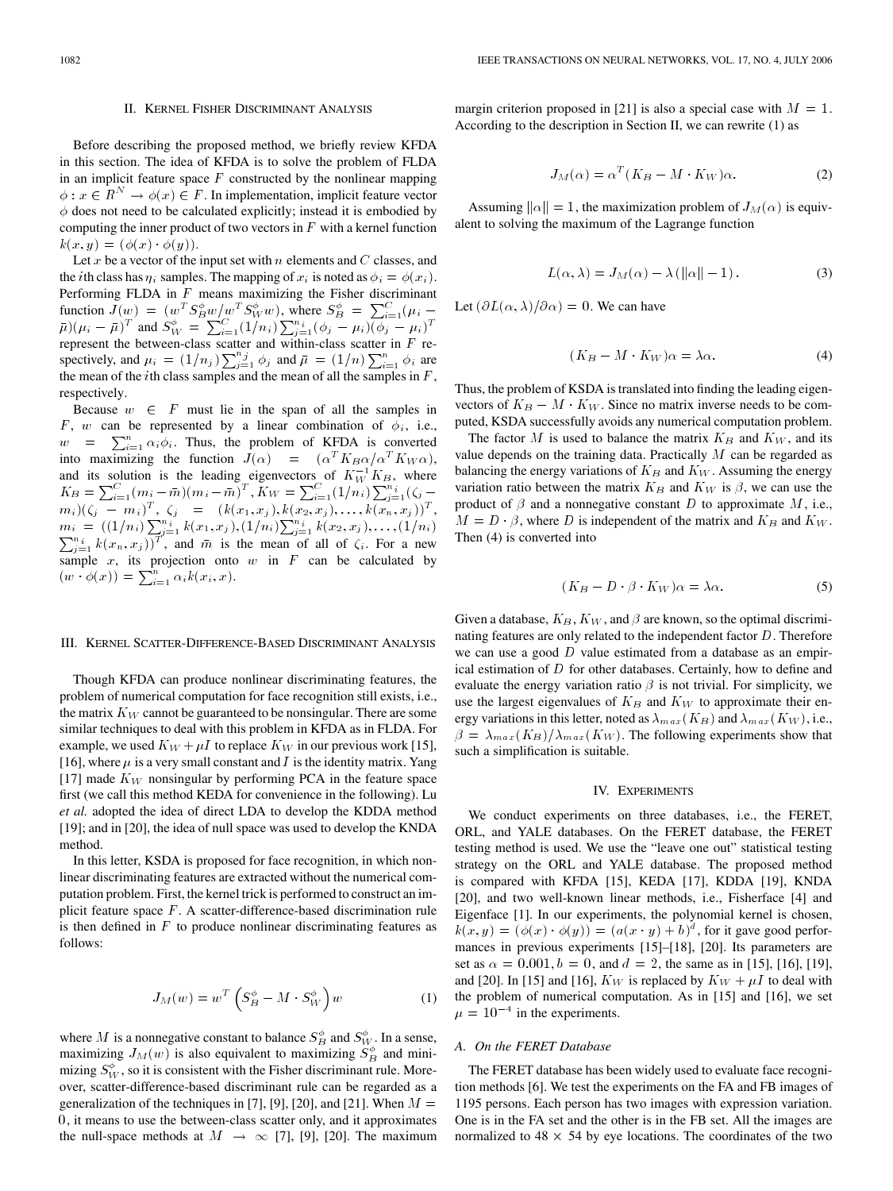## II. Kernel Fisher Discriminant Analysis

Before describing the proposed method, we briefly review KFDA in this section. The idea of KFDA is to solve the problem of FLDA in an implicit feature space $F$ constructed by the nonlinear mapping $\phi : x \in R^N \rightarrow \phi(x) \in F$. In implementation, implicit feature vector $\phi$ does not need to be calculated explicitly; instead it is embodied by computing the inner product of two vectors in $F$ with a kernel function $k(x, y) = (\phi(x) \cdot \phi(y))$.

Let $x$ be a vector of the input set with $n$ elements and $C$ classes, and the $i$th class has $\eta_i$ samples. The mapping of $x_i$ is noted as $\phi_i = \phi(x_i)$. Performing FLDA in $F$ means maximizing the Fisher discriminant function $J(w) = (w^T S_B^{\phi} w / w^T S_W^{\phi} w)$, where $S_B^{\phi} = \sum_{i=1}^{C} (\mu_i - \bar{\mu})(\mu_i - \bar{\mu})^T$ and $S_W^{\phi} = \sum_{i=1}^{C} (1/n_i) \sum_{j=1}^{n_i} (\phi_j - \mu_i)(\phi_j - \mu_i)^T$ represent the between-class scatter and within-class scatter in $F$ respectively, and $\mu_i = (1/n_j) \sum_{j=1}^{n_j} \phi_j$ and $\bar{\mu} = (1/n) \sum_{i=1}^{n} \phi_i$ are the mean of the $i$th class samples and the mean of all the samples in $F$, respectively.

Because $w \in F$ must lie in the span of all the samples in $F$, $w$ can be represented by a linear combination of $\phi_i$, i.e., $w = \sum_{i=1}^{n} \alpha_i \phi_i$. Thus, the problem of KFDA is converted into maximizing the function $J(\alpha) = (\alpha^T K_B \alpha / \alpha^T K_W \alpha)$, and its solution is the leading eigenvectors of $K_W^{-1} K_B$, where $K_B = \sum_{i=1}^{C} (m_i - \bar{m})(m_i - \bar{m})^T$, $K_W = \sum_{i=1}^{C} (1/n_i) \sum_{j=1}^{n_i} (\zeta_j - m_i)(\zeta_j - m_i)^T$, $\zeta_j = (k(x_1, x_j), k(x_2, x_j), \ldots, k(x_n, x_j))^T$, $m_i = ((1/n_i) \sum_{j=1}^{n_i} k(x_1, x_j), (1/n_i) \sum_{j=1}^{n_i} k(x_2, x_j), \ldots, (1/n_i) \sum_{j=1}^{n_i} k(x_n, x_j))^T$, and $\bar{m}$ is the mean of all of $\zeta_i$. For a new sample $x$, its projection onto $w$ in $F$ can be calculated by $(w \cdot \phi(x)) = \sum_{i=1}^{n} \alpha_i k(x_i, x)$.

## III. Kernel Scatter-Difference-Based Discriminant Analysis

Though KFDA can produce nonlinear discriminating features, the problem of numerical computation for face recognition still exists, i.e., the matrix $K_W$ cannot be guaranteed to be nonsingular. There are some similar techniques to deal with this problem in KFDA as in FLDA. For example, we used $K_W + \mu I$ to replace $K_W$ in our previous work [15], [16], where $\mu$ is a very small constant and $I$ is the identity matrix. Yang [17] made $K_W$ nonsingular by performing PCA in the feature space first (we call this method KEDA for convenience in the following). Lu *et al.* adopted the idea of direct LDA to develop the KDDA method [19]; and in [20], the idea of null space was used to develop the KNDA method.

In this letter, KSDA is proposed for face recognition, in which nonlinear discriminating features are extracted without the numerical computation problem. First, the kernel trick is performed to construct an implicit feature space $F$. A scatter-difference-based discrimination rule is then defined in $F$ to produce nonlinear discriminating features as follows:

$$J_M(w) = w^T \left( S_B^{\phi} - M \cdot S_W^{\phi} \right) w \tag{1}$$

where $M$ is a nonnegative constant to balance $S_B^{\phi}$ and $S_W^{\phi}$. In a sense, maximizing $J_M(w)$ is also equivalent to maximizing $S_B^{\phi}$ and minimizing $S_W^{\phi}$, so it is consistent with the Fisher discriminant rule. Moreover, scatter-difference-based discriminant rule can be regarded as a generalization of the techniques in [7], [9], [20], and [21]. When $M = 0$, it means to use the between-class scatter only, and it approximates the null-space methods at $M \rightarrow \infty$ [7], [9], [20]. The maximum margin criterion proposed in [21] is also a special case with $M = 1$. According to the description in Section II, we can rewrite (1) as

$$J_M(\alpha) = \alpha^T (K_B - M \cdot K_W) \alpha. \tag{2}$$

Assuming $\|\alpha\| = 1$, the maximization problem of $J_M(\alpha)$ is equivalent to solving the maximum of the Lagrange function

$$L(\alpha, \lambda) = J_M(\alpha) - \lambda (\|\alpha\| - 1). \tag{3}$$

Let $(\partial L(\alpha, \lambda) / \partial \alpha) = 0$. We can have

$$(K_B - M \cdot K_W) \alpha = \lambda \alpha. \tag{4}$$

Thus, the problem of KSDA is translated into finding the leading eigenvectors of $K_B - M \cdot K_W$. Since no matrix inverse needs to be computed, KSDA successfully avoids any numerical computation problem.

The factor $M$ is used to balance the matrix $K_B$ and $K_W$, and its value depends on the training data. Practically $M$ can be regarded as balancing the energy variations of $K_B$ and $K_W$. Assuming the energy variation ratio between the matrix $K_B$ and $K_W$ is $\beta$, we can use the product of $\beta$ and a nonnegative constant $D$ to approximate $M$, i.e., $M = D \cdot \beta$, where $D$ is independent of the matrix and $K_B$ and $K_W$. Then (4) is converted into

$$(K_B - D \cdot \beta \cdot K_W) \alpha = \lambda \alpha. \tag{5}$$

Given a database, $K_B$, $K_W$, and $\beta$ are known, so the optimal discriminating features are only related to the independent factor $D$. Therefore we can use a good $D$ value estimated from a database as an empirical estimation of $D$ for other databases. Certainly, how to define and evaluate the energy variation ratio $\beta$ is not trivial. For simplicity, we use the largest eigenvalues of $K_B$ and $K_W$ to approximate their energy variations in this letter, noted as $\lambda_{max}(K_B)$ and $\lambda_{max}(K_W)$, i.e., $\beta = \lambda_{max}(K_B) / \lambda_{max}(K_W)$. The following experiments show that such a simplification is suitable.

## IV. Experiments

We conduct experiments on three databases, i.e., the FERET, ORL, and YALE databases. On the FERET database, the FERET testing method is used. We use the "leave one out" statistical testing strategy on the ORL and YALE database. The proposed method is compared with KFDA [15], KEDA [17], KDDA [19], KNDA [20], and two well-known linear methods, i.e., Fisherface [4] and Eigenface [1]. In our experiments, the polynomial kernel is chosen, $k(x, y) = (\phi(x) \cdot \phi(y)) = (a(x \cdot y) + b)^d$, for it gave good performances in previous experiments [15]–[18], [20]. Its parameters are set as $\alpha = 0.001$, $b = 0$, and $d = 2$, the same as in [15], [16], [19], and [20]. In [15] and [16], $K_W$ is replaced by $K_W + \mu I$ to deal with the problem of numerical computation. As in [15] and [16], we set $\mu = 10^{-4}$ in the experiments.

### A. On the FERET Database

The FERET database has been widely used to evaluate face recognition methods [6]. We test the experiments on the FA and FB images of 1195 persons. Each person has two images with expression variation. One is in the FA set and the other is in the FB set. All the images are normalized to $48 \times 54$ by eye locations. The coordinates of the two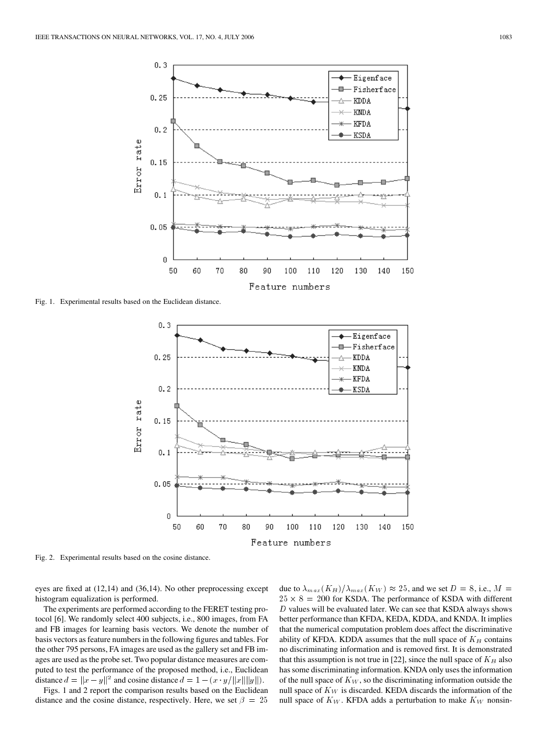Fig. 1. Experimental results based on the Euclidean distance.

Fig. 2. Experimental results based on the cosine distance.

eyes are fixed at (12,14) and (36,14). No other preprocessing except histogram equalization is performed.

The experiments are performed according to the FERET testing protocol [6]. We randomly select 400 subjects, i.e., 800 images, from FA and FB images for learning basis vectors. We denote the number of basis vectors as feature numbers in the following figures and tables. For the other 795 persons, FA images are used as the gallery set and FB images are used as the probe set. Two popular distance measures are computed to test the performance of the proposed method, i.e., Euclidean distance $d = \|x - y\|^2$ and cosine distance $d = 1 - (x \cdot y/\|x\|\|y\|)$.

Figs. 1 and 2 report the comparison results based on the Euclidean distance and the cosine distance, respectively. Here, we set $\beta = 25$ due to $\lambda_{max}(K_B)/\lambda_{max}(K_W) \approx 25$, and we set $D = 8$, i.e., $M = 25 \times 8 = 200$ for KSDA. The performance of KSDA with different $D$ values will be evaluated later. We can see that KSDA always shows better performance than KFDA, KEDA, KDDA, and KNDA. It implies that the numerical computation problem does affect the discriminative ability of KFDA. KDDA assumes that the null space of $K_B$ contains no discriminating information and is removed first. It is demonstrated that this assumption is not true in [22], since the null space of $K_B$ also has some discriminating information. KNDA only uses the information of the null space of $K_W$, so the discriminating information outside the null space of $K_W$ is discarded. KEDA discards the information of the null space of $K_W$. KFDA adds a perturbation to make $K_W$ nonsin-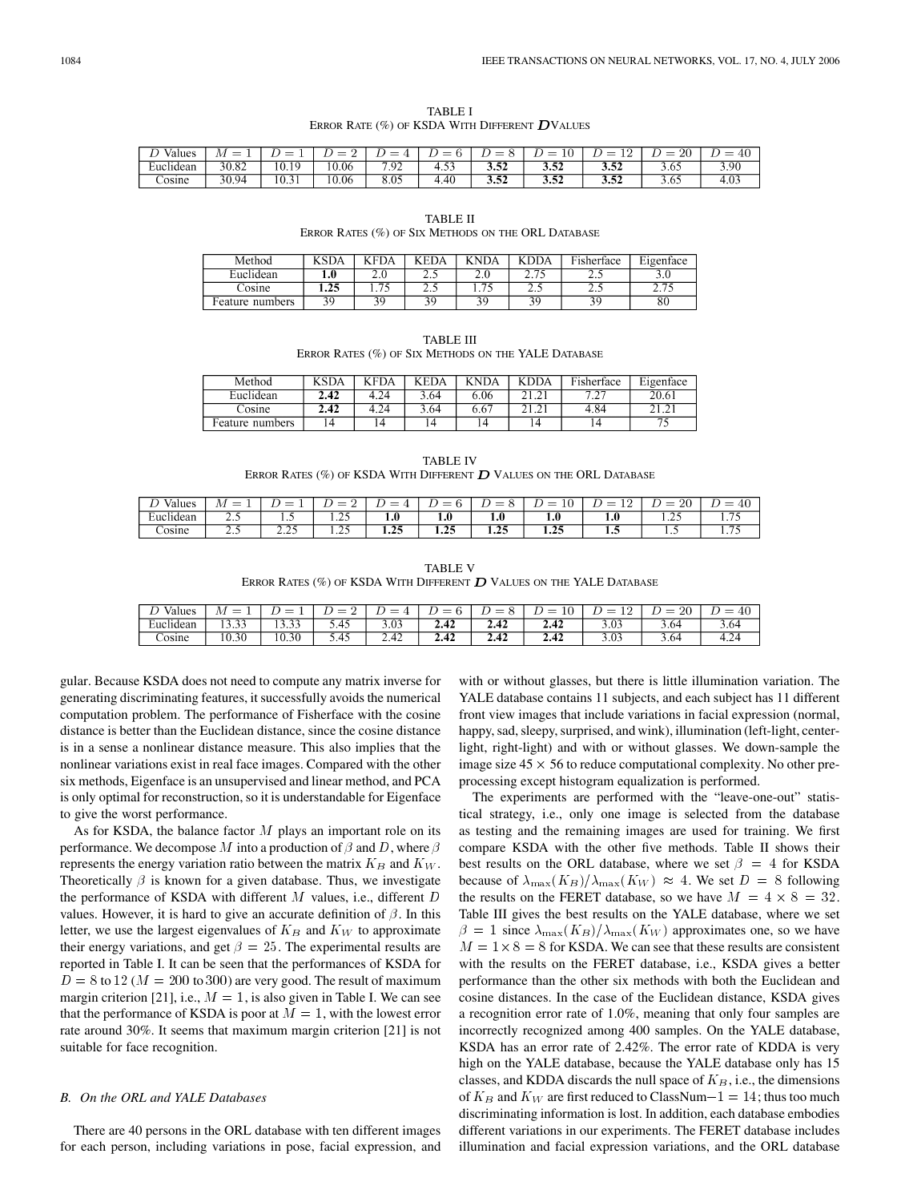TABLE I
ERROR RATE (%) OF KSDA WITH DIFFERENT $D$ VALUES

| $D$ Values | $M=1$ | $D=1$ | $D=2$ | $D=4$ | $D=6$ | $D=8$ | $D=10$ | $D=12$ | $D=20$ | $D=40$ |
|---|---|---|---|---|---|---|---|---|---|---|
| Euclidean | 30.82 | 10.19 | 10.06 | 7.92 | 4.53 | **3.52** | **3.52** | **3.52** | 3.65 | 3.90 |
| Cosine | 30.94 | 10.31 | 10.06 | 8.05 | 4.40 | **3.52** | **3.52** | **3.52** | 3.65 | 4.03 |

TABLE II
ERROR RATES (%) OF SIX METHODS ON THE ORL DATABASE

| Method | KSDA | KFDA | KEDA | KNDA | KDDA | Fisherface | Eigenface |
|---|---|---|---|---|---|---|---|
| Euclidean | **1.0** | 2.0 | 2.5 | 2.0 | 2.75 | 2.5 | 3.0 |
| Cosine | **1.25** | 1.75 | 2.5 | 1.75 | 2.5 | 2.5 | 2.75 |
| Feature numbers | 39 | 39 | 39 | 39 | 39 | 39 | 80 |

TABLE III
ERROR RATES (%) OF SIX METHODS ON THE YALE DATABASE

| Method | KSDA | KFDA | KEDA | KNDA | KDDA | Fisherface | Eigenface |
|---|---|---|---|---|---|---|---|
| Euclidean | **2.42** | 4.24 | 3.64 | 6.06 | 21.21 | 7.27 | 20.61 |
| Cosine | **2.42** | 4.24 | 3.64 | 6.67 | 21.21 | 4.84 | 21.21 |
| Feature numbers | 14 | 14 | 14 | 14 | 14 | 14 | 75 |

TABLE IV
ERROR RATES (%) OF KSDA WITH DIFFERENT $D$ VALUES ON THE ORL DATABASE

| $D$ Values | $M=1$ | $D=1$ | $D=2$ | $D=4$ | $D=6$ | $D=8$ | $D=10$ | $D=12$ | $D=20$ | $D=40$ |
|---|---|---|---|---|---|---|---|---|---|---|
| Euclidean | 2.5 | 1.5 | 1.25 | **1.0** | **1.0** | **1.0** | **1.0** | **1.0** | 1.25 | 1.75 |
| Cosine | 2.5 | 2.25 | 1.25 | **1.25** | **1.25** | **1.25** | **1.25** | **1.5** | 1.5 | 1.75 |

TABLE V
ERROR RATES (%) OF KSDA WITH DIFFERENT $D$ VALUES ON THE YALE DATABASE

| $D$ Values | $M=1$ | $D=1$ | $D=2$ | $D=4$ | $D=6$ | $D=8$ | $D=10$ | $D=12$ | $D=20$ | $D=40$ |
|---|---|---|---|---|---|---|---|---|---|---|
| Euclidean | 13.33 | 13.33 | 5.45 | 3.03 | **2.42** | **2.42** | **2.42** | 3.03 | 3.64 | 3.64 |
| Cosine | 10.30 | 10.30 | 5.45 | 2.42 | **2.42** | **2.42** | **2.42** | 3.03 | 3.64 | 4.24 |

gular. Because KSDA does not need to compute any matrix inverse for generating discriminating features, it successfully avoids the numerical computation problem. The performance of Fisherface with the cosine distance is better than the Euclidean distance, since the cosine distance is in a sense a nonlinear distance measure. This also implies that the nonlinear variations exist in real face images. Compared with the other six methods, Eigenface is an unsupervised and linear method, and PCA is only optimal for reconstruction, so it is understandable for Eigenface to give the worst performance.

As for KSDA, the balance factor $M$ plays an important role on its performance. We decompose $M$ into a production of $\beta$ and $D$, where $\beta$ represents the energy variation ratio between the matrix $K_B$ and $K_W$. Theoretically $\beta$ is known for a given database. Thus, we investigate the performance of KSDA with different $M$ values, i.e., different $D$ values. However, it is hard to give an accurate definition of $\beta$. In this letter, we use the largest eigenvalues of $K_B$ and $K_W$ to approximate their energy variations, and get $\beta = 25$. The experimental results are reported in Table I. It can be seen that the performances of KSDA for $D = 8$ to $12$ ($M = 200$ to $300$) are very good. The result of maximum margin criterion [21], i.e., $M = 1$, is also given in Table I. We can see that the performance of KSDA is poor at $M = 1$, with the lowest error rate around 30%. It seems that maximum margin criterion [21] is not suitable for face recognition.

### B. On the ORL and YALE Databases

There are 40 persons in the ORL database with ten different images for each person, including variations in pose, facial expression, and with or without glasses, but there is little illumination variation. The YALE database contains 11 subjects, and each subject has 11 different front view images that include variations in facial expression (normal, happy, sad, sleepy, surprised, and wink), illumination (left-light, center-light, right-light) and with or without glasses. We down-sample the image size $45 \times 56$ to reduce computational complexity. No other preprocessing except histogram equalization is performed.

The experiments are performed with the "leave-one-out" statistical strategy, i.e., only one image is selected from the database as testing and the remaining images are used for training. We first compare KSDA with the other five methods. Table II shows their best results on the ORL database, where we set $\beta = 4$ for KSDA because of $\lambda_{\max}(K_B)/\lambda_{\max}(K_W) \approx 4$. We set $D = 8$ following the results on the FERET database, so we have $M = 4 \times 8 = 32$. Table III gives the best results on the YALE database, where we set $\beta = 1$ since $\lambda_{\max}(K_B)/\lambda_{\max}(K_W)$ approximates one, so we have $M = 1 \times 8 = 8$ for KSDA. We can see that these results are consistent with the results on the FERET database, i.e., KSDA gives a better performance than the other six methods with both the Euclidean and cosine distances. In the case of the Euclidean distance, KSDA gives a recognition error rate of 1.0%, meaning that only four samples are incorrectly recognized among 400 samples. On the YALE database, KSDA has an error rate of 2.42%. The error rate of KDDA is very high on the YALE database, because the YALE database only has 15 classes, and KDDA discards the null space of $K_B$, i.e., the dimensions of $K_B$ and $K_W$ are first reduced to ClassNum$-1 = 14$; thus too much discriminating information is lost. In addition, each database embodies different variations in our experiments. The FERET database includes illumination and facial expression variations, and the ORL database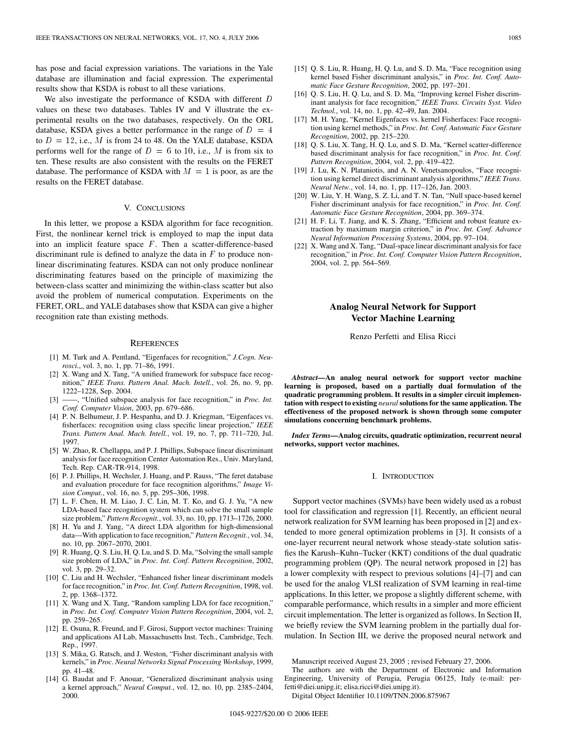has pose and facial expression variations. The variations in the Yale database are illumination and facial expression. The experimental results show that KSDA is robust to all these variations.

We also investigate the performance of KSDA with different $D$ values on these two databases. Tables IV and V illustrate the experimental results on the two databases, respectively. On the ORL database, KSDA gives a better performance in the range of $D = 4$ to $D = 12$, i.e., $M$ is from 24 to 48. On the YALE database, KSDA performs well for the range of $D = 6$ to 10, i.e., $M$ is from six to ten. These results are also consistent with the results on the FERET database. The performance of KSDA with $M = 1$ is poor, as are the results on the FERET database.

## V. Conclusions

In this letter, we propose a KSDA algorithm for face recognition. First, the nonlinear kernel trick is employed to map the input data into an implicit feature space $F$. Then a scatter-difference-based discriminant rule is defined to analyze the data in $F$ to produce nonlinear discriminating features. KSDA can not only produce nonlinear discriminating features based on the principle of maximizing the between-class scatter and minimizing the within-class scatter but also avoid the problem of numerical computation. Experiments on the FERET, ORL, and YALE databases show that KSDA can give a higher recognition rate than existing methods.

## References

[1] M. Turk and A. Pentland, "Eigenfaces for recognition," *J.Cogn. Neurosci.*, vol. 3, no. 1, pp. 71–86, 1991.

[2] X. Wang and X. Tang, "A unified framework for subspace face recognition," *IEEE Trans. Pattern Anal. Mach. Intell.*, vol. 26, no. 9, pp. 1222–1228, Sep. 2004.

[3] ——, "Unified subspace analysis for face recognition," in *Proc. Int. Conf. Computer Vision*, 2003, pp. 679–686.

[4] P. N. Belhumeur, J. P. Hespanha, and D. J. Kriegman, "Eigenfaces vs. fisherfaces: recognition using class specific linear projection," *IEEE Trans. Pattern Anal. Mach. Intell.*, vol. 19, no. 7, pp. 711–720, Jul. 1997.

[5] W. Zhao, R. Chellappa, and P. J. Phillips, Subspace linear discriminant analysis for face recognition Center Automation Res., Univ. Maryland, Tech. Rep. CAR-TR-914, 1998.

[6] P. J. Phillips, H. Wechsler, J. Huang, and P. Rauss, "The feret database and evaluation procedure for face recognition algorithms," *Image Vision Comput.*, vol. 16, no. 5, pp. 295–306, 1998.

[7] L. F. Chen, H. M. Liao, J. C. Lin, M. T. Ko, and G. J. Yu, "A new LDA-based face recognition system which can solve the small sample size problem," *Pattern Recognit.*, vol. 33, no. 10, pp. 1713–1726, 2000.

[8] H. Yu and J. Yang, "A direct LDA algorithm for high-dimensional data—With application to face recognition," *Pattern Recognit.*, vol. 34, no. 10, pp. 2067–2070, 2001.

[9] R. Huang, Q. S. Liu, H. Q. Lu, and S. D. Ma, "Solving the small sample size problem of LDA," in *Proc. Int. Conf. Pattern Recognition*, 2002, vol. 3, pp. 29–32.

[10] C. Liu and H. Wechsler, "Enhanced fisher linear discriminant models for face recognition," in *Proc. Int. Conf. Pattern Recognition*, 1998, vol. 2, pp. 1368–1372.

[11] X. Wang and X. Tang, "Random sampling LDA for face recognition," in *Proc. Int. Conf. Computer Vision Pattern Recognition*, 2004, vol. 2, pp. 259–265.

[12] E. Osuna, R. Freund, and F. Girosi, Support vector machines: Training and applications AI Lab, Massachusetts Inst. Tech., Cambridge, Tech. Rep., 1997.

[13] S. Mika, G. Ratsch, and J. Weston, "Fisher discriminant analysis with kernels," in *Proc. Neural Networks Signal Processing Workshop*, 1999, pp. 41–48.

[14] G. Baudat and F. Anouar, "Generalized discriminant analysis using a kernel approach," *Neural Comput.*, vol. 12, no. 10, pp. 2385–2404, 2000.

[15] Q. S. Liu, R. Huang, H. Q. Lu, and S. D. Ma, "Face recognition using kernel based Fisher discriminant analysis," in *Proc. Int. Conf. Automatic Face Gesture Recognition*, 2002, pp. 197–201.

[16] Q. S. Liu, H. Q. Lu, and S. D. Ma, "Improving kernel Fisher discriminant analysis for face recognition," *IEEE Trans. Circuits Syst. Video Technol.*, vol. 14, no. 1, pp. 42–49, Jan. 2004.

[17] M. H. Yang, "Kernel Eigenfaces vs. kernel Fisherfaces: Face recognition using kernel methods," in *Proc. Int. Conf. Automatic Face Gesture Recognition*, 2002, pp. 215–220.

[18] Q. S. Liu, X. Tang, H. Q. Lu, and S. D. Ma, "Kernel scatter-difference based discriminant analysis for face recognition," in *Proc. Int. Conf. Pattern Recognition*, 2004, vol. 2, pp. 419–422.

[19] J. Lu, K. N. Plataniotis, and A. N. Venetsanopoulos, "Face recognition using kernel direct discriminant analysis algorithms," *IEEE Trans. Neural Netw.*, vol. 14, no. 1, pp. 117–126, Jan. 2003.

[20] W. Liu, Y. H. Wang, S. Z. Li, and T. N. Tan, "Null space-based kernel Fisher discriminant analysis for face recognition," in *Proc. Int. Conf. Automatic Face Gesture Recognition*, 2004, pp. 369–374.

[21] H. F. Li, T. Jiang, and K. S. Zhang, "Efficient and robust feature extraction by maximum margin criterion," in *Proc. Int. Conf. Advance Neural Information Processing Systems*, 2004, pp. 97–104.

[22] X. Wang and X. Tang, "Dual-space linear discriminant analysis for face recognition," in *Proc. Int. Conf. Computer Vision Pattern Recognition*, 2004, vol. 2, pp. 564–569.

# Analog Neural Network for Support Vector Machine Learning

Renzo Perfetti and Elisa Ricci

***Abstract*—An analog neural network for support vector machine learning is proposed, based on a partially dual formulation of the quadratic programming problem. It results in a simpler circuit implementation with respect to existing *neural* solutions for the same application. The effectiveness of the proposed network is shown through some computer simulations concerning benchmark problems.**

***Index Terms*—Analog circuits, quadratic optimization, recurrent neural networks, support vector machines.**

## I. Introduction

Support vector machines (SVMs) have been widely used as a robust tool for classification and regression [1]. Recently, an efficient neural network realization for SVM learning has been proposed in [2] and extended to more general optimization problems in [3]. It consists of a one-layer recurrent neural network whose steady-state solution satisfies the Karush–Kuhn–Tucker (KKT) conditions of the dual quadratic programming problem (QP). The neural network proposed in [2] has a lower complexity with respect to previous solutions [4]–[7] and can be used for the analog VLSI realization of SVM learning in real-time applications. In this letter, we propose a slightly different scheme, with comparable performance, which results in a simpler and more efficient circuit implementation. The letter is organized as follows. In Section II, we briefly review the SVM learning problem in the partially dual formulation. In Section III, we derive the proposed neural network and

Manuscript received August 23, 2005 ; revised February 27, 2006.

The authors are with the Department of Electronic and Information Engineering, University of Perugia, Perugia 06125, Italy (e-mail: perfetti@diei.unipg.it; elisa.ricci@diei.unipg.it).

Digital Object Identifier 10.1109/TNN.2006.875967